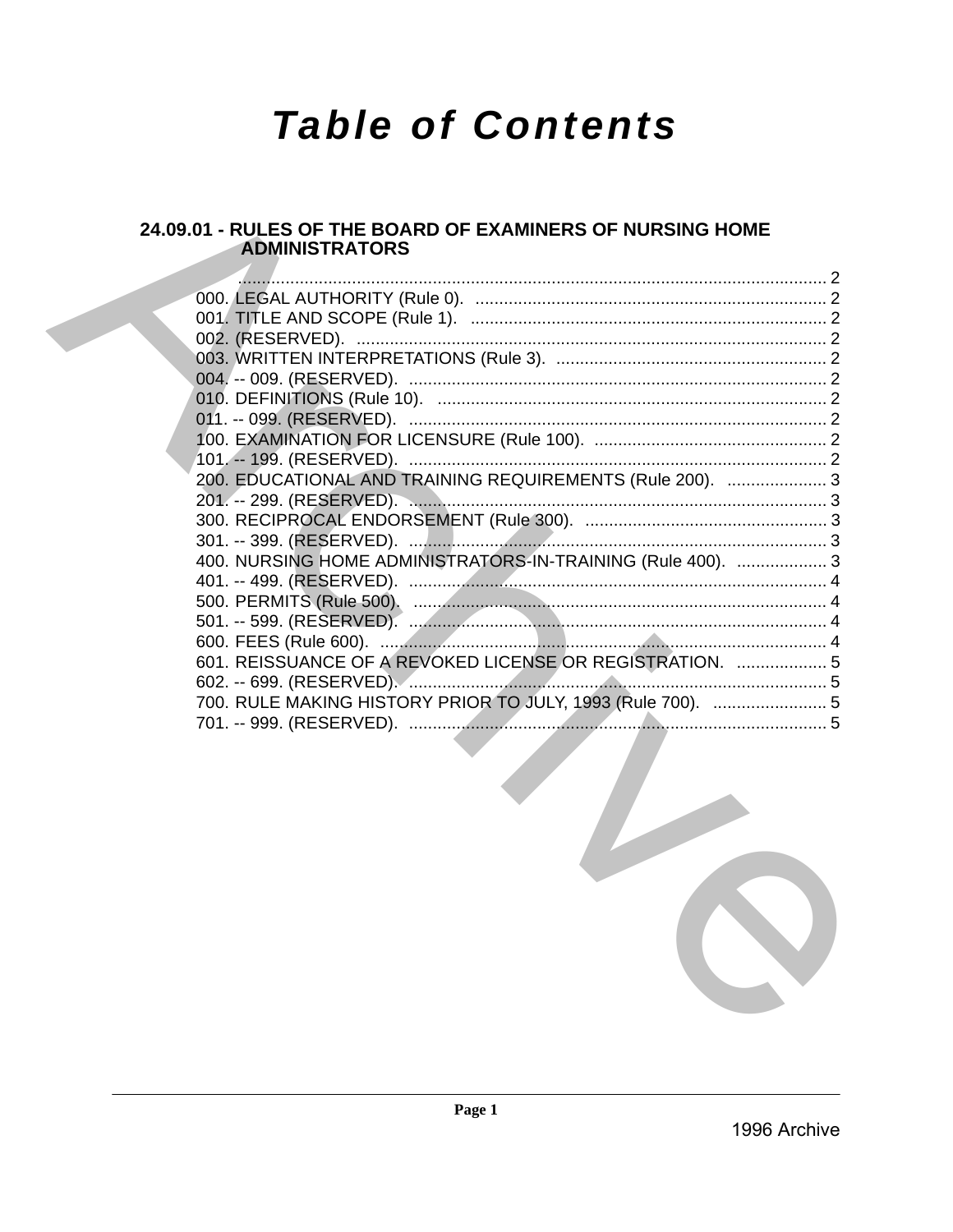# Table of Contents

## 24.09.01 - RULES OF THE BOARD OF EXAMINERS OF NURSING HOME ADMINISTRATORS

........................................................................................................................ 2
000. LEGAL AUTHORITY (Rule 0). ........................................................................ 2
001. TITLE AND SCOPE (Rule 1). ........................................................................ 2
002. (RESERVED). ................................................................................................ 2
003. WRITTEN INTERPRETATIONS (Rule 3). ........................................................ 2
004. -- 009. (RESERVED). ...................................................................................... 2
010. DEFINITIONS (Rule 10). ................................................................................ 2
011. -- 099. (RESERVED). ...................................................................................... 2
100. EXAMINATION FOR LICENSURE (Rule 100). ................................................ 2
101. -- 199. (RESERVED). ...................................................................................... 2
200. EDUCATIONAL AND TRAINING REQUIREMENTS (Rule 200). ..................... 3
201. -- 299. (RESERVED). ...................................................................................... 3
300. RECIPROCAL ENDORSEMENT (Rule 300). ................................................... 3
301. -- 399. (RESERVED). ...................................................................................... 3
400. NURSING HOME ADMINISTRATORS-IN-TRAINING (Rule 400). ................... 3
401. -- 499. (RESERVED). ...................................................................................... 4
500. PERMITS (Rule 500). ..................................................................................... 4
501. -- 599. (RESERVED). ...................................................................................... 4
600. FEES (Rule 600). ........................................................................................... 4
601. REISSUANCE OF A REVOKED LICENSE OR REGISTRATION. ................... 5
602. -- 699. (RESERVED). ...................................................................................... 5
700. RULE MAKING HISTORY PRIOR TO JULY, 1993 (Rule 700). ........................ 5
701. -- 999. (RESERVED). ...................................................................................... 5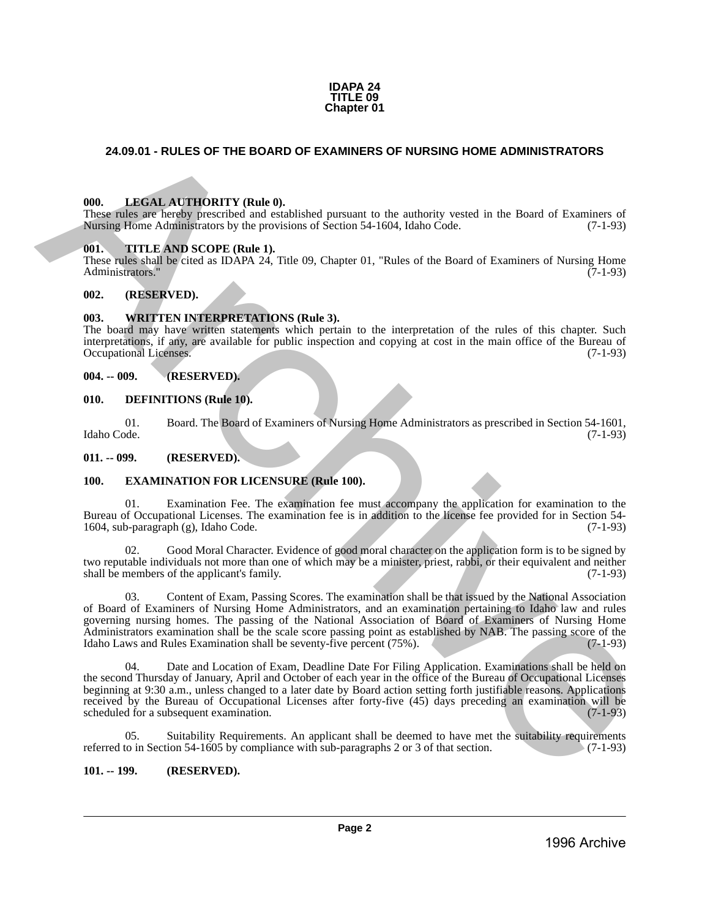# IDAPA 24
# TITLE 09
# Chapter 01

## 24.09.01 - RULES OF THE BOARD OF EXAMINERS OF NURSING HOME ADMINISTRATORS

### 000. LEGAL AUTHORITY (Rule 0).

These rules are hereby prescribed and established pursuant to the authority vested in the Board of Examiners of Nursing Home Administrators by the provisions of Section 54-1604, Idaho Code. (7-1-93)

### 001. TITLE AND SCOPE (Rule 1).

These rules shall be cited as IDAPA 24, Title 09, Chapter 01, "Rules of the Board of Examiners of Nursing Home Administrators." (7-1-93)

### 002. (RESERVED).

### 003. WRITTEN INTERPRETATIONS (Rule 3).

The board may have written statements which pertain to the interpretation of the rules of this chapter. Such interpretations, if any, are available for public inspection and copying at cost in the main office of the Bureau of Occupational Licenses. (7-1-93)

### 004. -- 009. (RESERVED).

### 010. DEFINITIONS (Rule 10).

01. Board. The Board of Examiners of Nursing Home Administrators as prescribed in Section 54-1601, Idaho Code. (7-1-93)

### 011. -- 099. (RESERVED).

### 100. EXAMINATION FOR LICENSURE (Rule 100).

01. Examination Fee. The examination fee must accompany the application for examination to the Bureau of Occupational Licenses. The examination fee is in addition to the license fee provided for in Section 54-1604, sub-paragraph (g), Idaho Code. (7-1-93)

02. Good Moral Character. Evidence of good moral character on the application form is to be signed by two reputable individuals not more than one of which may be a minister, priest, rabbi, or their equivalent and neither shall be members of the applicant's family. (7-1-93)

03. Content of Exam, Passing Scores. The examination shall be that issued by the National Association of Board of Examiners of Nursing Home Administrators, and an examination pertaining to Idaho law and rules governing nursing homes. The passing of the National Association of Board of Examiners of Nursing Home Administrators examination shall be the scale score passing point as established by NAB. The passing score of the Idaho Laws and Rules Examination shall be seventy-five percent (75%). (7-1-93)

04. Date and Location of Exam, Deadline Date For Filing Application. Examinations shall be held on the second Thursday of January, April and October of each year in the office of the Bureau of Occupational Licenses beginning at 9:30 a.m., unless changed to a later date by Board action setting forth justifiable reasons. Applications received by the Bureau of Occupational Licenses after forty-five (45) days preceding an examination will be scheduled for a subsequent examination. (7-1-93)

05. Suitability Requirements. An applicant shall be deemed to have met the suitability requirements referred to in Section 54-1605 by compliance with sub-paragraphs 2 or 3 of that section. (7-1-93)

### 101. -- 199. (RESERVED).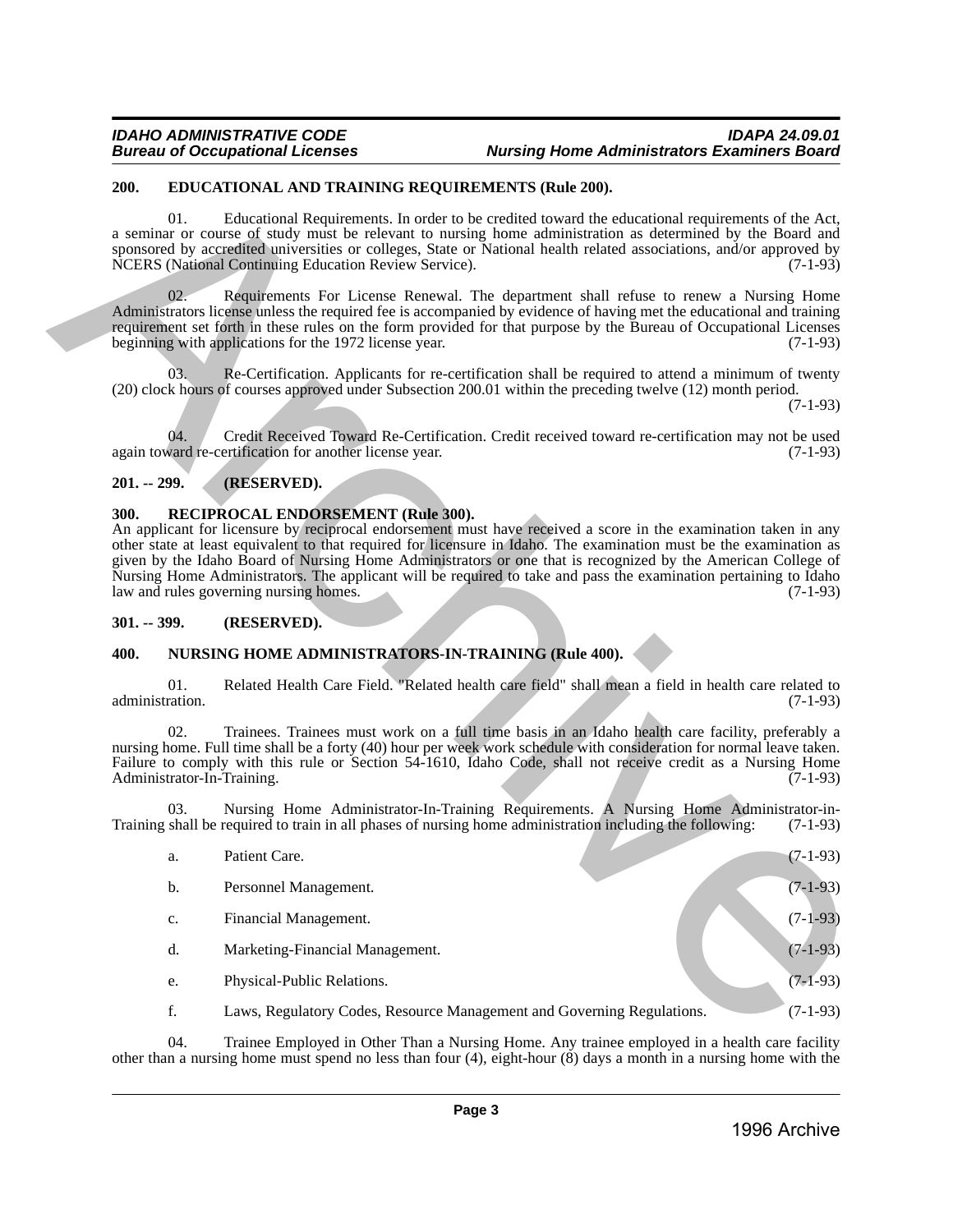## 200. EDUCATIONAL AND TRAINING REQUIREMENTS (Rule 200).

01. Educational Requirements. In order to be credited toward the educational requirements of the Act, a seminar or course of study must be relevant to nursing home administration as determined by the Board and sponsored by accredited universities or colleges, State or National health related associations, and/or approved by NCERS (National Continuing Education Review Service). (7-1-93)

02. Requirements For License Renewal. The department shall refuse to renew a Nursing Home Administrators license unless the required fee is accompanied by evidence of having met the educational and training requirement set forth in these rules on the form provided for that purpose by the Bureau of Occupational Licenses beginning with applications for the 1972 license year. (7-1-93)

03. Re-Certification. Applicants for re-certification shall be required to attend a minimum of twenty (20) clock hours of courses approved under Subsection 200.01 within the preceding twelve (12) month period. (7-1-93)

04. Credit Received Toward Re-Certification. Credit received toward re-certification may not be used again toward re-certification for another license year. (7-1-93)

## 201. -- 299. (RESERVED).

## 300. RECIPROCAL ENDORSEMENT (Rule 300).

An applicant for licensure by reciprocal endorsement must have received a score in the examination taken in any other state at least equivalent to that required for licensure in Idaho. The examination must be the examination as given by the Idaho Board of Nursing Home Administrators or one that is recognized by the American College of Nursing Home Administrators. The applicant will be required to take and pass the examination pertaining to Idaho law and rules governing nursing homes. (7-1-93)

## 301. -- 399. (RESERVED).

## 400. NURSING HOME ADMINISTRATORS-IN-TRAINING (Rule 400).

01. Related Health Care Field. "Related health care field" shall mean a field in health care related to administration. (7-1-93)

02. Trainees. Trainees must work on a full time basis in an Idaho health care facility, preferably a nursing home. Full time shall be a forty (40) hour per week work schedule with consideration for normal leave taken. Failure to comply with this rule or Section 54-1610, Idaho Code, shall not receive credit as a Nursing Home Administrator-In-Training. (7-1-93)

03. Nursing Home Administrator-In-Training Requirements. A Nursing Home Administrator-in-Training shall be required to train in all phases of nursing home administration including the following: (7-1-93)

a. Patient Care. (7-1-93)

b. Personnel Management. (7-1-93)

c. Financial Management. (7-1-93)

d. Marketing-Financial Management. (7-1-93)

e. Physical-Public Relations. (7-1-93)

f. Laws, Regulatory Codes, Resource Management and Governing Regulations. (7-1-93)

04. Trainee Employed in Other Than a Nursing Home. Any trainee employed in a health care facility other than a nursing home must spend no less than four (4), eight-hour (8) days a month in a nursing home with the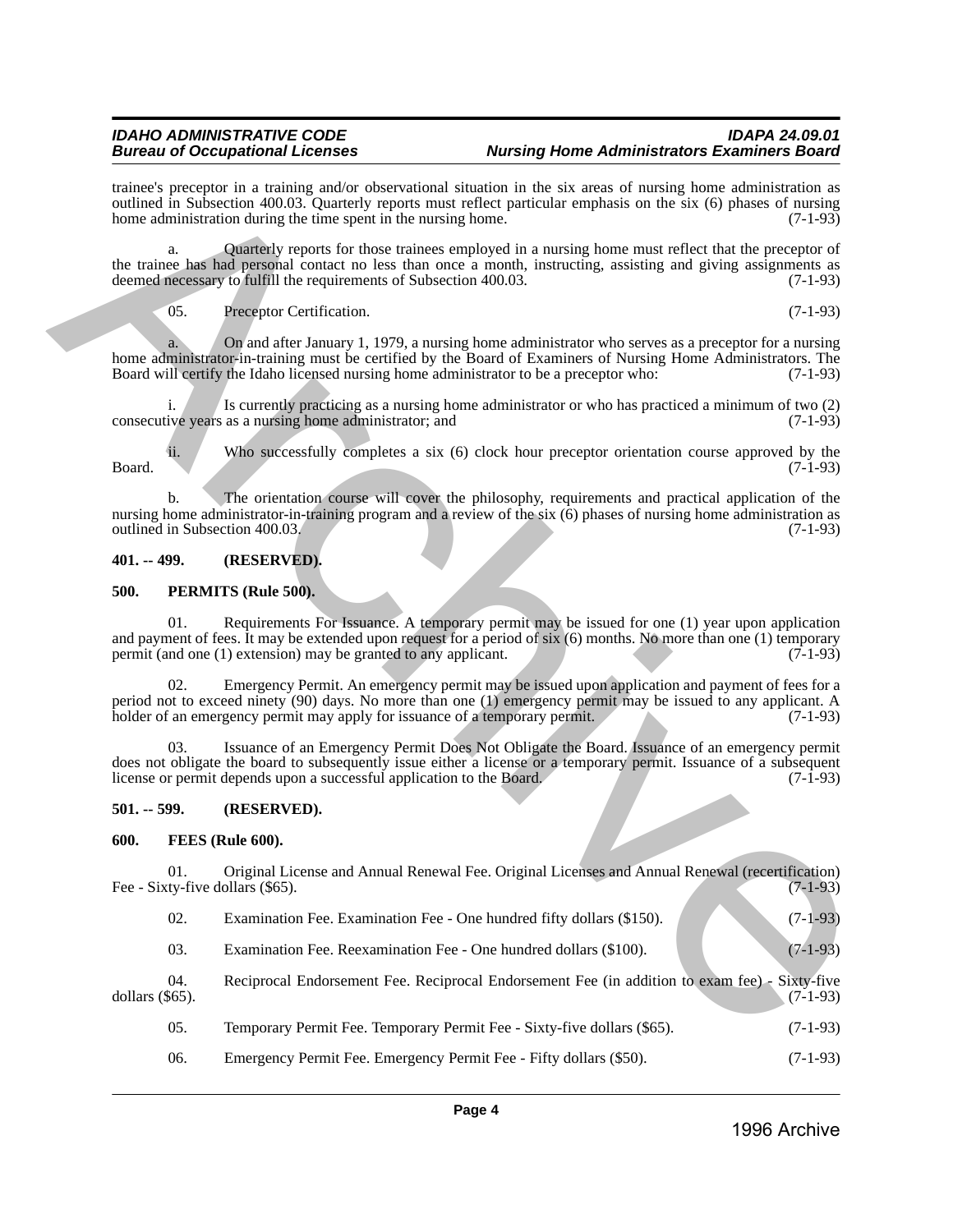trainee's preceptor in a training and/or observational situation in the six areas of nursing home administration as outlined in Subsection 400.03. Quarterly reports must reflect particular emphasis on the six (6) phases of nursing home administration during the time spent in the nursing home. (7-1-93)

a. Quarterly reports for those trainees employed in a nursing home must reflect that the preceptor of the trainee has had personal contact no less than once a month, instructing, assisting and giving assignments as deemed necessary to fulfill the requirements of Subsection 400.03. (7-1-93)

05. Preceptor Certification. (7-1-93)

a. On and after January 1, 1979, a nursing home administrator who serves as a preceptor for a nursing home administrator-in-training must be certified by the Board of Examiners of Nursing Home Administrators. The Board will certify the Idaho licensed nursing home administrator to be a preceptor who: (7-1-93)

i. Is currently practicing as a nursing home administrator or who has practiced a minimum of two (2) consecutive years as a nursing home administrator; and (7-1-93)

ii. Who successfully completes a six (6) clock hour preceptor orientation course approved by the Board. (7-1-93)

b. The orientation course will cover the philosophy, requirements and practical application of the nursing home administrator-in-training program and a review of the six (6) phases of nursing home administration as outlined in Subsection 400.03. (7-1-93)

**401. -- 499. (RESERVED).**

**500. PERMITS (Rule 500).**

01. Requirements For Issuance. A temporary permit may be issued for one (1) year upon application and payment of fees. It may be extended upon request for a period of six (6) months. No more than one (1) temporary permit (and one (1) extension) may be granted to any applicant. (7-1-93)

02. Emergency Permit. An emergency permit may be issued upon application and payment of fees for a period not to exceed ninety (90) days. No more than one (1) emergency permit may be issued to any applicant. A holder of an emergency permit may apply for issuance of a temporary permit. (7-1-93)

03. Issuance of an Emergency Permit Does Not Obligate the Board. Issuance of an emergency permit does not obligate the board to subsequently issue either a license or a temporary permit. Issuance of a subsequent license or permit depends upon a successful application to the Board. (7-1-93)

**501. -- 599. (RESERVED).**

**600. FEES (Rule 600).**

01. Original License and Annual Renewal Fee. Original Licenses and Annual Renewal (recertification) Fee - Sixty-five dollars ($65). (7-1-93)

02. Examination Fee. Examination Fee - One hundred fifty dollars ($150). (7-1-93)

03. Examination Fee. Reexamination Fee - One hundred dollars ($100). (7-1-93)

04. Reciprocal Endorsement Fee. Reciprocal Endorsement Fee (in addition to exam fee) - Sixty-five dollars ($65). (7-1-93)

05. Temporary Permit Fee. Temporary Permit Fee - Sixty-five dollars ($65). (7-1-93)

06. Emergency Permit Fee. Emergency Permit Fee - Fifty dollars ($50). (7-1-93)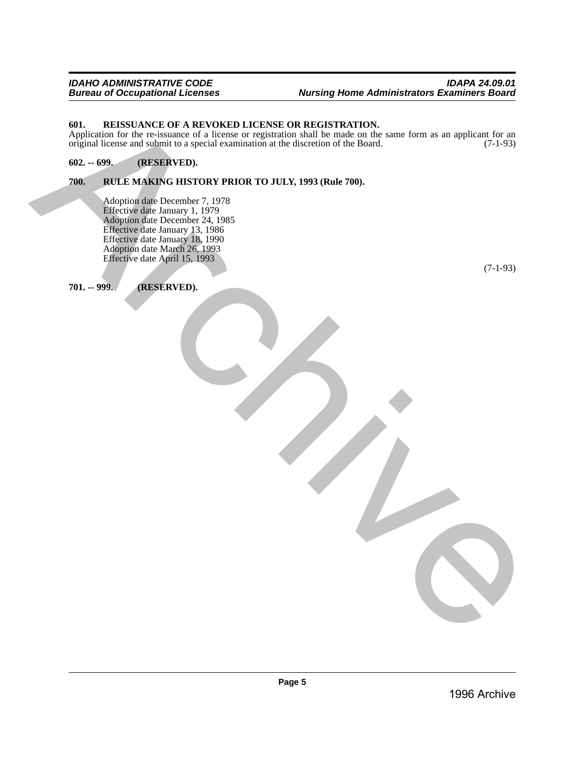### 601. REISSUANCE OF A REVOKED LICENSE OR REGISTRATION.

Application for the re-issuance of a license or registration shall be made on the same form as an applicant for an original license and submit to a special examination at the discretion of the Board. (7-1-93)

### 602. -- 699. (RESERVED).

### 700. RULE MAKING HISTORY PRIOR TO JULY, 1993 (Rule 700).

Adoption date December 7, 1978
Effective date January 1, 1979
Adoption date December 24, 1985
Effective date January 13, 1986
Effective date January 18, 1990
Adoption date March 26, 1993
Effective date April 15, 1993

(7-1-93)

### 701. -- 999. (RESERVED).